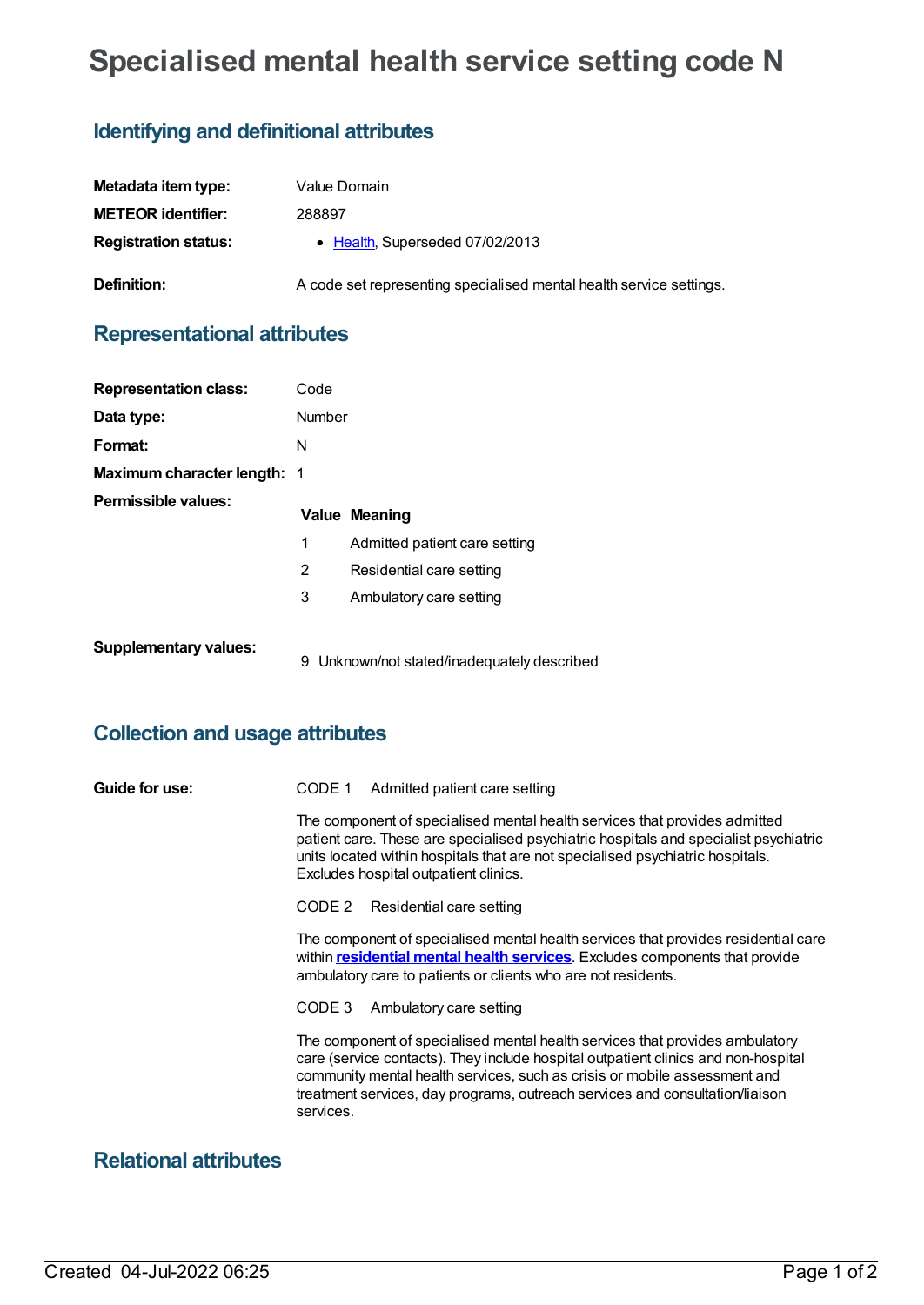# Specialised mental health service setting code N

## Identifying and definitional attributes

| | |
|---|---|
| **Metadata item type:** | Value Domain |
| **METEOR identifier:** | 288897 |
| **Registration status:** | • Health, Superseded 07/02/2013 |
| **Definition:** | A code set representing specialised mental health service settings. |

## Representational attributes

| | |
|---|---|
| **Representation class:** | Code |
| **Data type:** | Number |
| **Format:** | N |
| **Maximum character length:** | 1 |

**Permissible values:**

| Value | Meaning |
|---|---|
| 1 | Admitted patient care setting |
| 2 | Residential care setting |
| 3 | Ambulatory care setting |

**Supplementary values:**

| Value | Meaning |
|---|---|
| 9 | Unknown/not stated/inadequately described |

## Collection and usage attributes

**Guide for use:**

CODE 1 Admitted patient care setting

The component of specialised mental health services that provides admitted patient care. These are specialised psychiatric hospitals and specialist psychiatric units located within hospitals that are not specialised psychiatric hospitals. Excludes hospital outpatient clinics.

CODE 2 Residential care setting

The component of specialised mental health services that provides residential care within **residential mental health services**. Excludes components that provide ambulatory care to patients or clients who are not residents.

CODE 3 Ambulatory care setting

The component of specialised mental health services that provides ambulatory care (service contacts). They include hospital outpatient clinics and non-hospital community mental health services, such as crisis or mobile assessment and treatment services, day programs, outreach services and consultation/liaison services.

## Relational attributes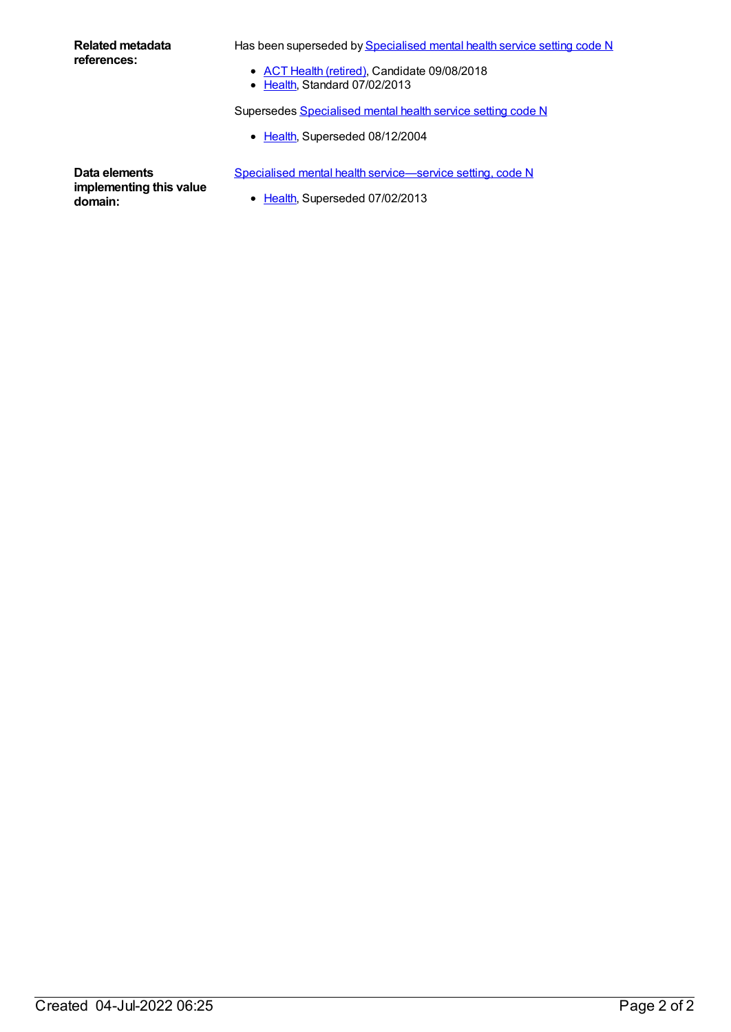**Related metadata references:**

Has been superseded by Specialised mental health service setting code N

- ACT Health (retired), Candidate 09/08/2018
- Health, Standard 07/02/2013

Supersedes Specialised mental health service setting code N

- Health, Superseded 08/12/2004

**Data elements implementing this value domain:**

Specialised mental health service—service setting, code N

- Health, Superseded 07/02/2013